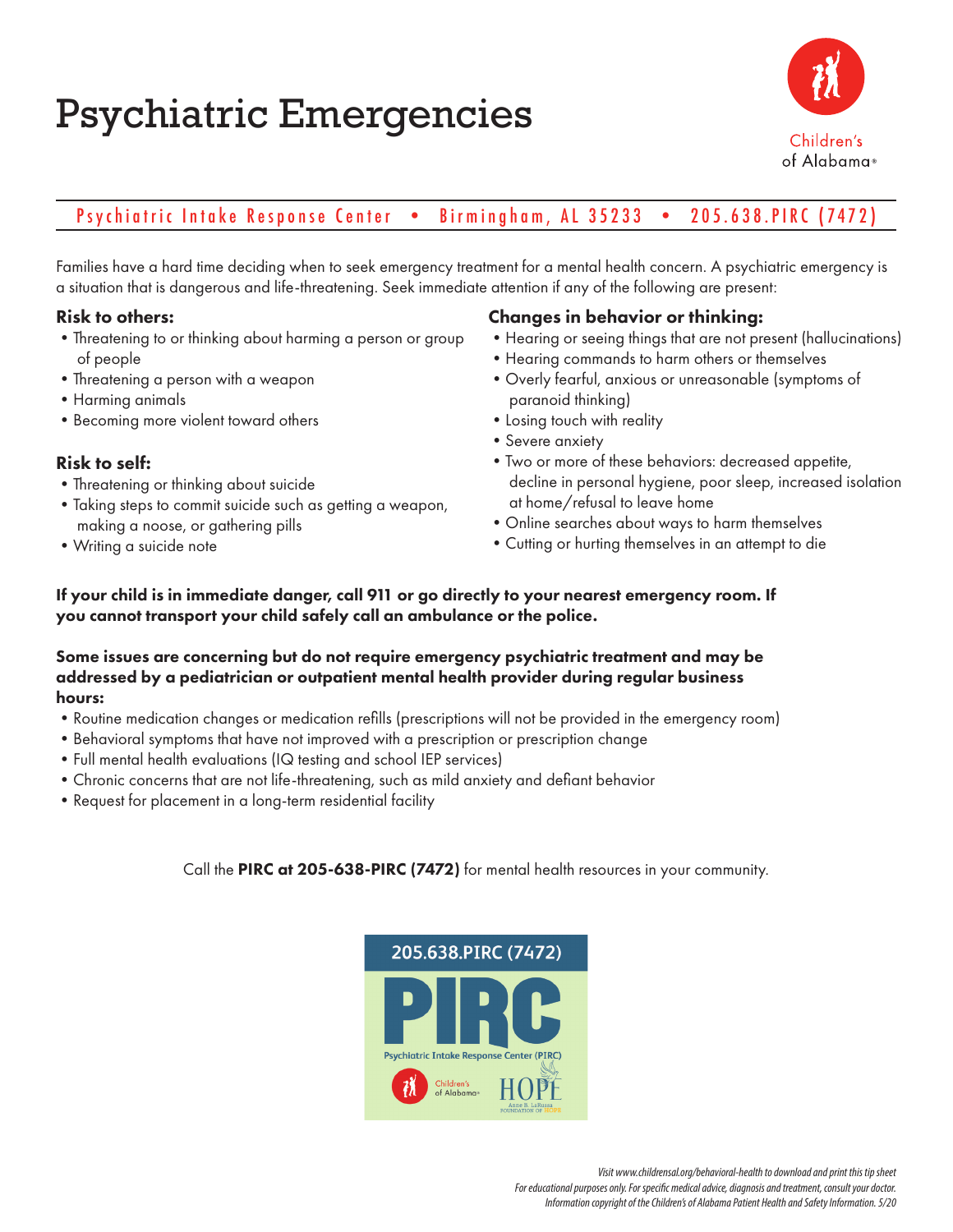# Psychiatric Emergencies

Children's of Alabama®

Psychiatric Intake Response Center • Birmingham, AL 35233 • 205.638.PIRC (7472)

Families have a hard time deciding when to seek emergency treatment for a mental health concern. A psychiatric emergency is a situation that is dangerous and life-threatening. Seek immediate attention if any of the following are present:

### Risk to others:

- Threatening to or thinking about harming a person or group of people
- Threatening a person with a weapon
- Harming animals
- Becoming more violent toward others

### Risk to self:

- Threatening or thinking about suicide
- Taking steps to commit suicide such as getting a weapon, making a noose, or gathering pills
- Writing a suicide note

### Changes in behavior or thinking:

- Hearing or seeing things that are not present (hallucinations)
- Hearing commands to harm others or themselves
- Overly fearful, anxious or unreasonable (symptoms of paranoid thinking)
- Losing touch with reality
- Severe anxiety
- Two or more of these behaviors: decreased appetite, decline in personal hygiene, poor sleep, increased isolation at home/refusal to leave home
- Online searches about ways to harm themselves
- Cutting or hurting themselves in an attempt to die

**If your child is in immediate danger, call 911 or go directly to your nearest emergency room. If you cannot transport your child safely call an ambulance or the police.**

**Some issues are concerning but do not require emergency psychiatric treatment and may be addressed by a pediatrician or outpatient mental health provider during regular business hours:**

- Routine medication changes or medication refills (prescriptions will not be provided in the emergency room)
- Behavioral symptoms that have not improved with a prescription or prescription change
- Full mental health evaluations (IQ testing and school IEP services)
- Chronic concerns that are not life-threatening, such as mild anxiety and defiant behavior
- Request for placement in a long-term residential facility

Call the **PIRC at 205-638-PIRC (7472)** for mental health resources in your community.

205.638.PIRC (7472)

PIRC

Psychiatric Intake Response Center (PIRC)

Children's of Alabama® HOPE Anne B. LaRussa Foundation of HOPE

*Visit www.childrensal.org/behavioral-health to download and print this tip sheet*
*For educational purposes only. For specific medical advice, diagnosis and treatment, consult your doctor.*
*Information copyright of the Children's of Alabama Patient Health and Safety Information. 5/20*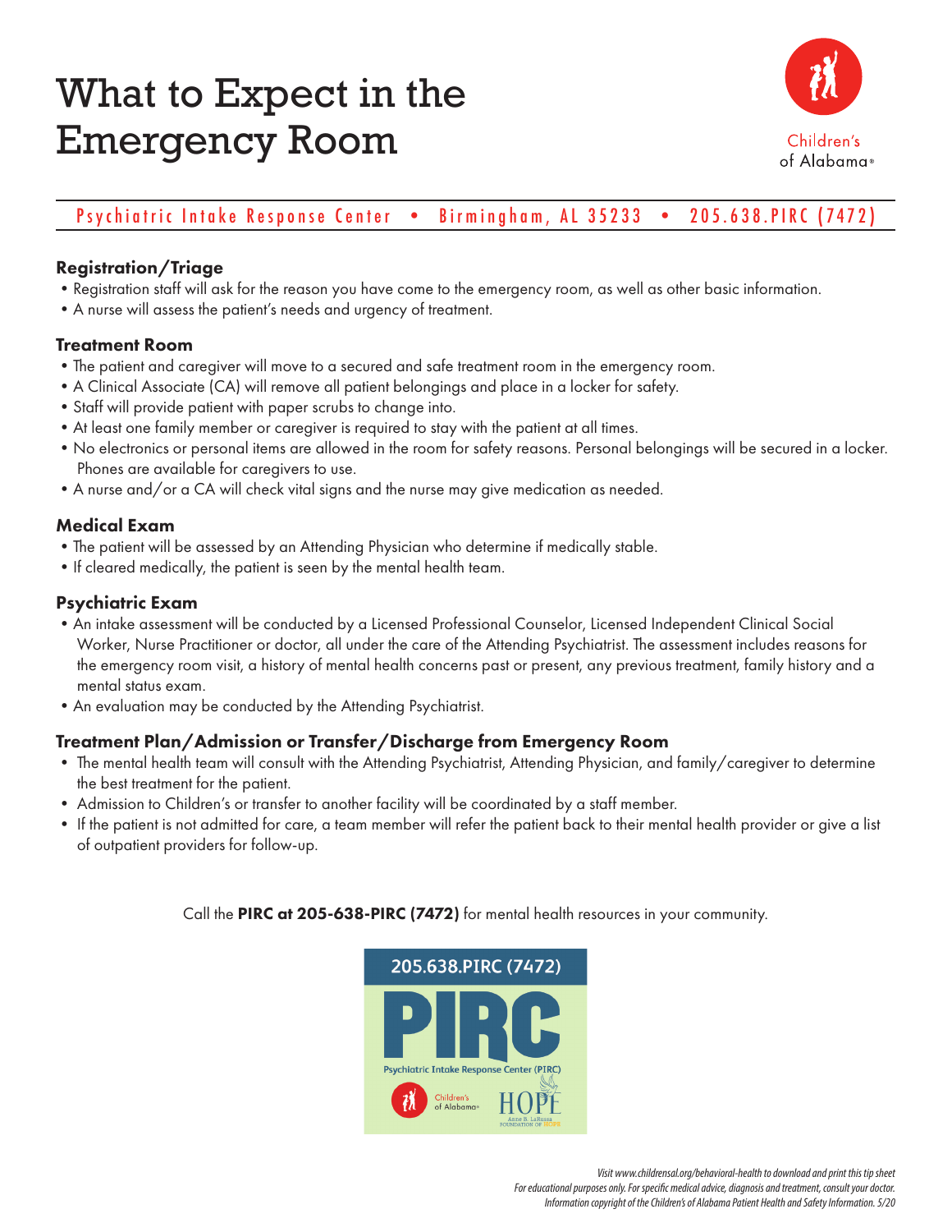# What to Expect in the Emergency Room

Children's of Alabama®

Psychiatric Intake Response Center • Birmingham, AL 35233 • 205.638.PIRC (7472)

### Registration/Triage

- Registration staff will ask for the reason you have come to the emergency room, as well as other basic information.
- A nurse will assess the patient's needs and urgency of treatment.

### Treatment Room

- The patient and caregiver will move to a secured and safe treatment room in the emergency room.
- A Clinical Associate (CA) will remove all patient belongings and place in a locker for safety.
- Staff will provide patient with paper scrubs to change into.
- At least one family member or caregiver is required to stay with the patient at all times.
- No electronics or personal items are allowed in the room for safety reasons. Personal belongings will be secured in a locker. Phones are available for caregivers to use.
- A nurse and/or a CA will check vital signs and the nurse may give medication as needed.

### Medical Exam

- The patient will be assessed by an Attending Physician who determine if medically stable.
- If cleared medically, the patient is seen by the mental health team.

### Psychiatric Exam

- An intake assessment will be conducted by a Licensed Professional Counselor, Licensed Independent Clinical Social Worker, Nurse Practitioner or doctor, all under the care of the Attending Psychiatrist. The assessment includes reasons for the emergency room visit, a history of mental health concerns past or present, any previous treatment, family history and a mental status exam.
- An evaluation may be conducted by the Attending Psychiatrist.

### Treatment Plan/Admission or Transfer/Discharge from Emergency Room

- The mental health team will consult with the Attending Psychiatrist, Attending Physician, and family/caregiver to determine the best treatment for the patient.
- Admission to Children's or transfer to another facility will be coordinated by a staff member.
- If the patient is not admitted for care, a team member will refer the patient back to their mental health provider or give a list of outpatient providers for follow-up.

Call the **PIRC at 205-638-PIRC (7472)** for mental health resources in your community.

205.638.PIRC (7472)

PIRC

Psychiatric Intake Response Center (PIRC)

Children's of Alabama®

HOPE

Anne B. LaRussa Foundation of Hope

*Visit www.childrensal.org/behavioral-health to download and print this tip sheet*
*For educational purposes only. For specific medical advice, diagnosis and treatment, consult your doctor.*
*Information copyright of the Children's of Alabama Patient Health and Safety Information. 5/20*